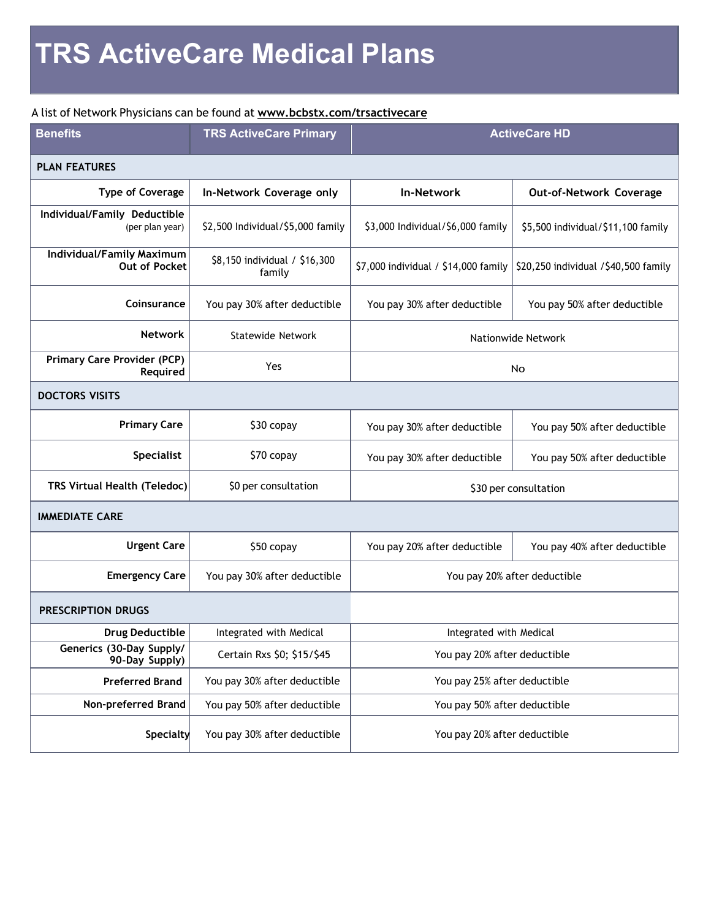# TRS ActiveCare Medical Plans

A list of Network Physicians can be found at **www.bcbstx.com/trsactivecare**

| Benefits | TRS ActiveCare Primary | ActiveCare HD | |
|---|---|---|---|
| **PLAN FEATURES** | | | |
| **Type of Coverage** | **In-Network Coverage only** | **In-Network** | **Out-of-Network Coverage** |
| **Individual/Family Deductible** (per plan year) | $2,500 Individual/$5,000 family | $3,000 Individual/$6,000 family | $5,500 individual/$11,100 family |
| **Individual/Family Maximum Out of Pocket** | $8,150 individual / $16,300 family | $7,000 individual / $14,000 family | $20,250 individual /$40,500 family |
| **Coinsurance** | You pay 30% after deductible | You pay 30% after deductible | You pay 50% after deductible |
| **Network** | Statewide Network | Nationwide Network | |
| **Primary Care Provider (PCP) Required** | Yes | No | |
| **DOCTORS VISITS** | | | |
| **Primary Care** | $30 copay | You pay 30% after deductible | You pay 50% after deductible |
| **Specialist** | $70 copay | You pay 30% after deductible | You pay 50% after deductible |
| **TRS Virtual Health (Teledoc)** | $0 per consultation | $30 per consultation | |
| **IMMEDIATE CARE** | | | |
| **Urgent Care** | $50 copay | You pay 20% after deductible | You pay 40% after deductible |
| **Emergency Care** | You pay 30% after deductible | You pay 20% after deductible | |
| **PRESCRIPTION DRUGS** | | | |
| **Drug Deductible** | Integrated with Medical | Integrated with Medical | |
| **Generics (30-Day Supply/ 90-Day Supply)** | Certain Rxs $0; $15/$45 | You pay 20% after deductible | |
| **Preferred Brand** | You pay 30% after deductible | You pay 25% after deductible | |
| **Non-preferred Brand** | You pay 50% after deductible | You pay 50% after deductible | |
| **Specialty** | You pay 30% after deductible | You pay 20% after deductible | |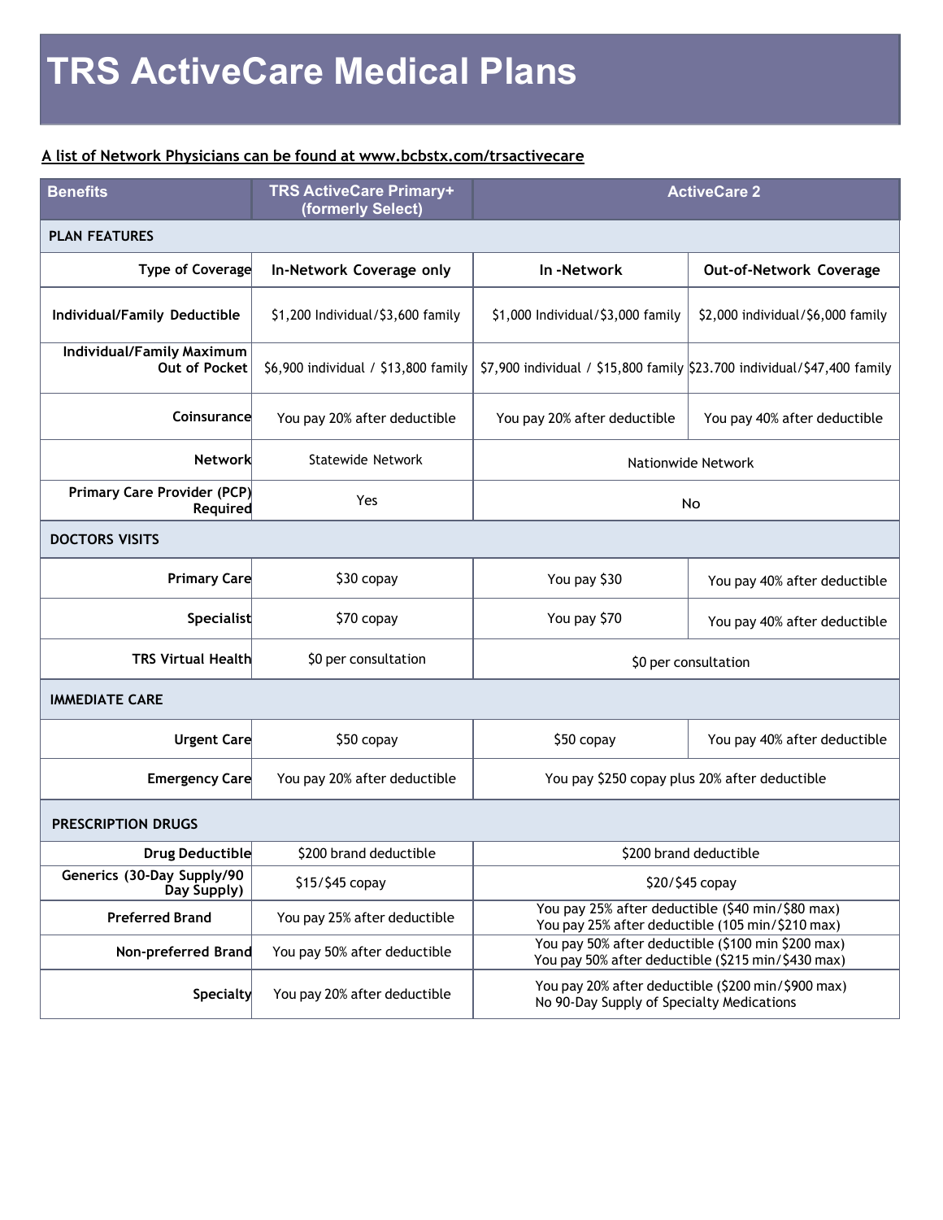# TRS ActiveCare Medical Plans

<u>**A list of Network Physicians can be found at www.bcbstx.com/trsactivecare**</u>

| Benefits | TRS ActiveCare Primary+ (formerly Select) | ActiveCare 2 | |
|---|---|---|---|
| **PLAN FEATURES** | | | |
| **Type of Coverage** | **In-Network Coverage only** | **In -Network** | **Out-of-Network Coverage** |
| **Individual/Family Deductible** | $1,200 Individual/$3,600 family | $1,000 Individual/$3,000 family | $2,000 individual/$6,000 family |
| **Individual/Family Maximum Out of Pocket** | $6,900 individual / $13,800 family | $7,900 individual / $15,800 family | $23.700 individual/$47,400 family |
| **Coinsurance** | You pay 20% after deductible | You pay 20% after deductible | You pay 40% after deductible |
| **Network** | Statewide Network | Nationwide Network | |
| **Primary Care Provider (PCP) Required** | Yes | No | |
| **DOCTORS VISITS** | | | |
| **Primary Care** | $30 copay | You pay $30 | You pay 40% after deductible |
| **Specialist** | $70 copay | You pay $70 | You pay 40% after deductible |
| **TRS Virtual Health** | $0 per consultation | $0 per consultation | |
| **IMMEDIATE CARE** | | | |
| **Urgent Care** | $50 copay | $50 copay | You pay 40% after deductible |
| **Emergency Care** | You pay 20% after deductible | You pay $250 copay plus 20% after deductible | |
| **PRESCRIPTION DRUGS** | | | |
| **Drug Deductible** | $200 brand deductible | $200 brand deductible | |
| **Generics (30-Day Supply/90 Day Supply)** | $15/$45 copay | $20/$45 copay | |
| **Preferred Brand** | You pay 25% after deductible | You pay 25% after deductible ($40 min/$80 max)<br>You pay 25% after deductible (105 min/$210 max) | |
| **Non-preferred Brand** | You pay 50% after deductible | You pay 50% after deductible ($100 min $200 max)<br>You pay 50% after deductible ($215 min/$430 max) | |
| **Specialty** | You pay 20% after deductible | You pay 20% after deductible ($200 min/$900 max)<br>No 90-Day Supply of Specialty Medications | |